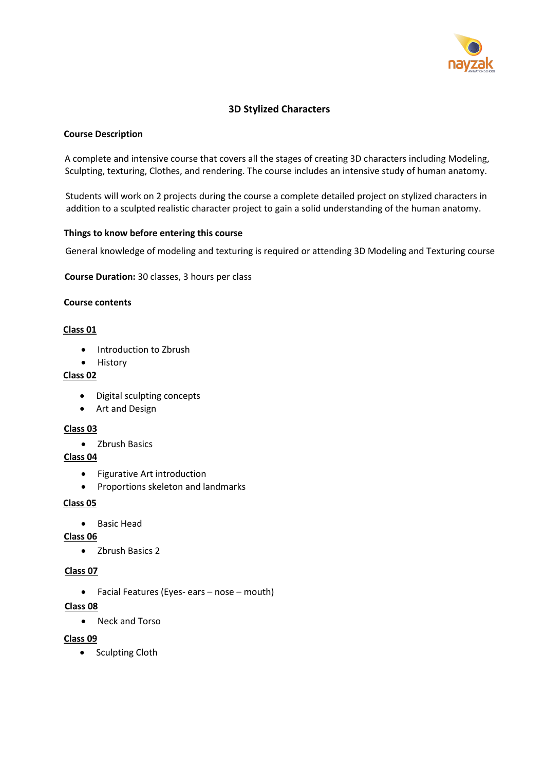# 3D Stylized Characters

**Course Description**

A complete and intensive course that covers all the stages of creating 3D characters including Modeling, Sculpting, texturing, Clothes, and rendering. The course includes an intensive study of human anatomy.

Students will work on 2 projects during the course a complete detailed project on stylized characters in addition to a sculpted realistic character project to gain a solid understanding of the human anatomy.

**Things to know before entering this course**

General knowledge of modeling and texturing is required or attending 3D Modeling and Texturing course

**Course Duration:** 30 classes, 3 hours per class

**Course contents**

**Class 01**

- Introduction to Zbrush
- History

**Class 02**

- Digital sculpting concepts
- Art and Design

**Class 03**

- Zbrush Basics

**Class 04**

- Figurative Art introduction
- Proportions skeleton and landmarks

**Class 05**

- Basic Head

**Class 06**

- Zbrush Basics 2

**Class 07**

- Facial Features (Eyes- ears – nose – mouth)

**Class 08**

- Neck and Torso

**Class 09**

- Sculpting Cloth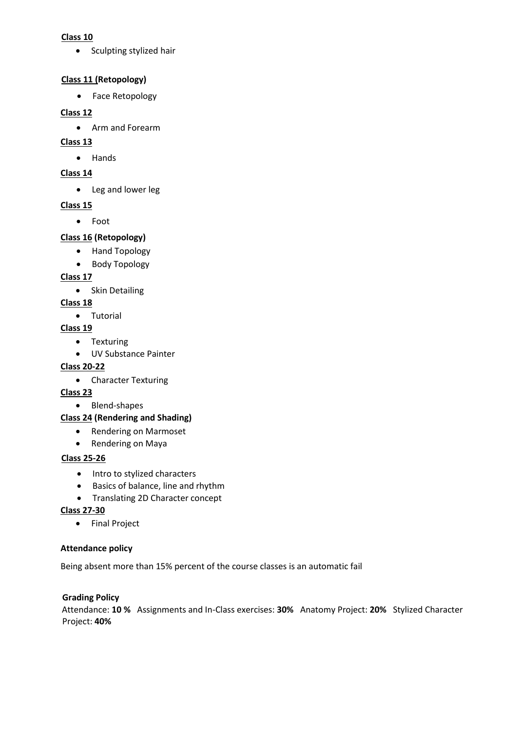**Class 10**

- Sculpting stylized hair

**Class 11 (Retopology)**

- Face Retopology

**Class 12**

- Arm and Forearm

**Class 13**

- Hands

**Class 14**

- Leg and lower leg

**Class 15**

- Foot

**Class 16 (Retopology)**

- Hand Topology
- Body Topology

**Class 17**

- Skin Detailing

**Class 18**

- Tutorial

**Class 19**

- Texturing
- UV Substance Painter

**Class 20-22**

- Character Texturing

**Class 23**

- Blend-shapes

**Class 24 (Rendering and Shading)**

- Rendering on Marmoset
- Rendering on Maya

**Class 25-26**

- Intro to stylized characters
- Basics of balance, line and rhythm
- Translating 2D Character concept

**Class 27-30**

- Final Project

**Attendance policy**

Being absent more than 15% percent of the course classes is an automatic fail

**Grading Policy**

Attendance: **10 %** Assignments and In-Class exercises: **30%** Anatomy Project: **20%** Stylized Character Project: **40%**